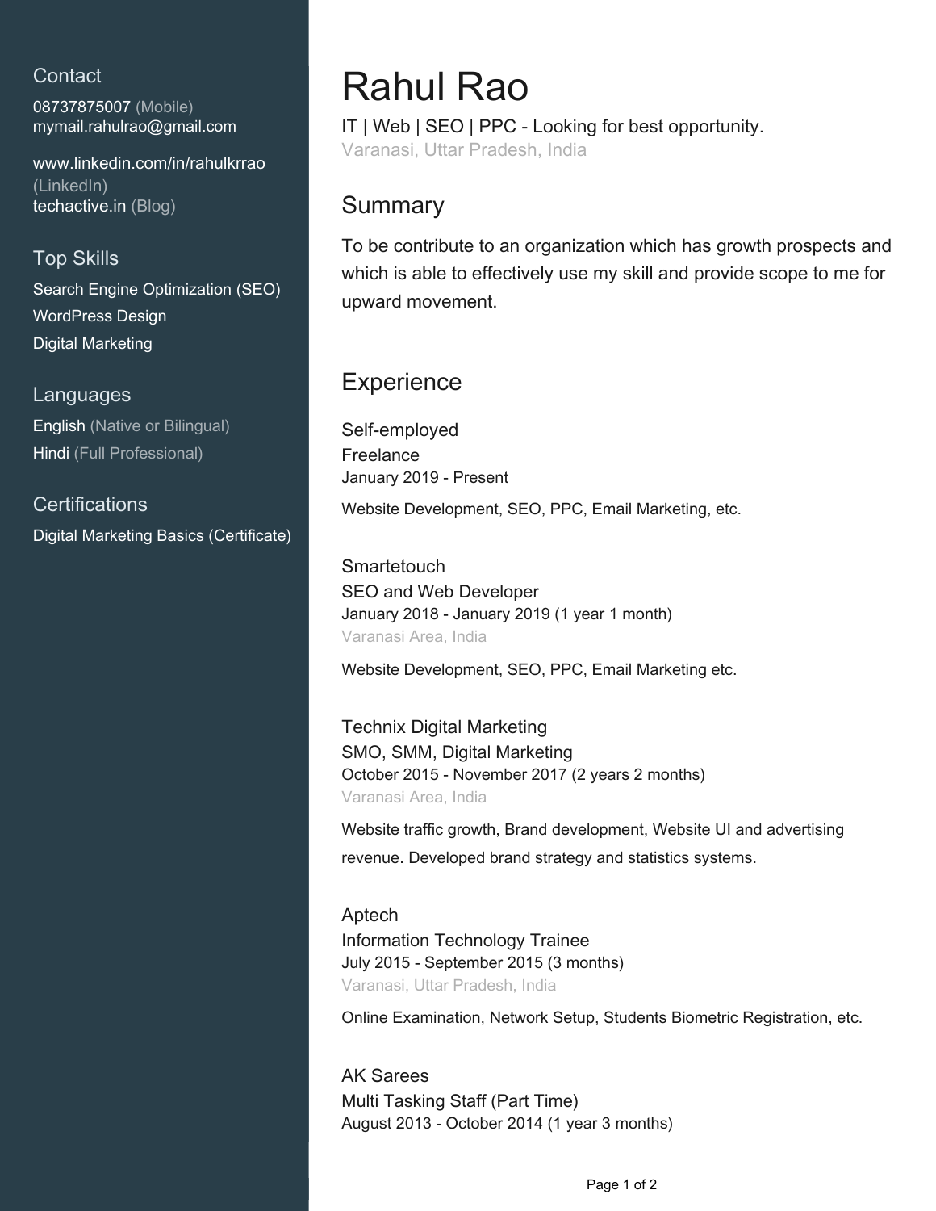## Contact

08737875007 (Mobile)
mymail.rahulrao@gmail.com

www.linkedin.com/in/rahulkrrao (LinkedIn)
techactive.in (Blog)

## Top Skills

Search Engine Optimization (SEO)
WordPress Design
Digital Marketing

## Languages

English (Native or Bilingual)
Hindi (Full Professional)

## Certifications

Digital Marketing Basics (Certificate)

# Rahul Rao

IT | Web | SEO | PPC - Looking for best opportunity.
Varanasi, Uttar Pradesh, India

## Summary

To be contribute to an organization which has growth prospects and which is able to effectively use my skill and provide scope to me for upward movement.

---

## Experience

### Self-employed
Freelance
January 2019 - Present

Website Development, SEO, PPC, Email Marketing, etc.

### Smartetouch
SEO and Web Developer
January 2018 - January 2019 (1 year 1 month)
Varanasi Area, India

Website Development, SEO, PPC, Email Marketing etc.

### Technix Digital Marketing
SMO, SMM, Digital Marketing
October 2015 - November 2017 (2 years 2 months)
Varanasi Area, India

Website traffic growth, Brand development, Website UI and advertising revenue. Developed brand strategy and statistics systems.

### Aptech
Information Technology Trainee
July 2015 - September 2015 (3 months)
Varanasi, Uttar Pradesh, India

Online Examination, Network Setup, Students Biometric Registration, etc.

### AK Sarees
Multi Tasking Staff (Part Time)
August 2013 - October 2014 (1 year 3 months)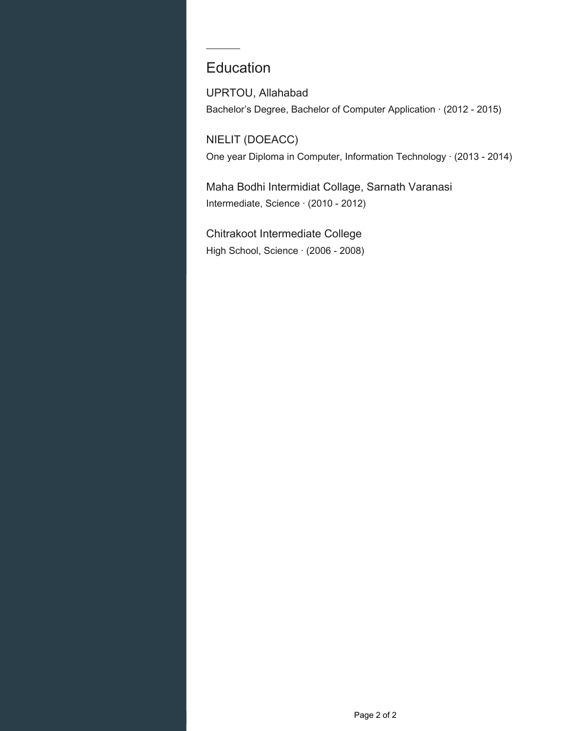## Education

### UPRTOU, Allahabad
Bachelor’s Degree, Bachelor of Computer Application · (2012 - 2015)

### NIELIT (DOEACC)
One year Diploma in Computer, Information Technology · (2013 - 2014)

### Maha Bodhi Intermidiat Collage, Sarnath Varanasi
Intermediate, Science · (2010 - 2012)

### Chitrakoot Intermediate College
High School, Science · (2006 - 2008)